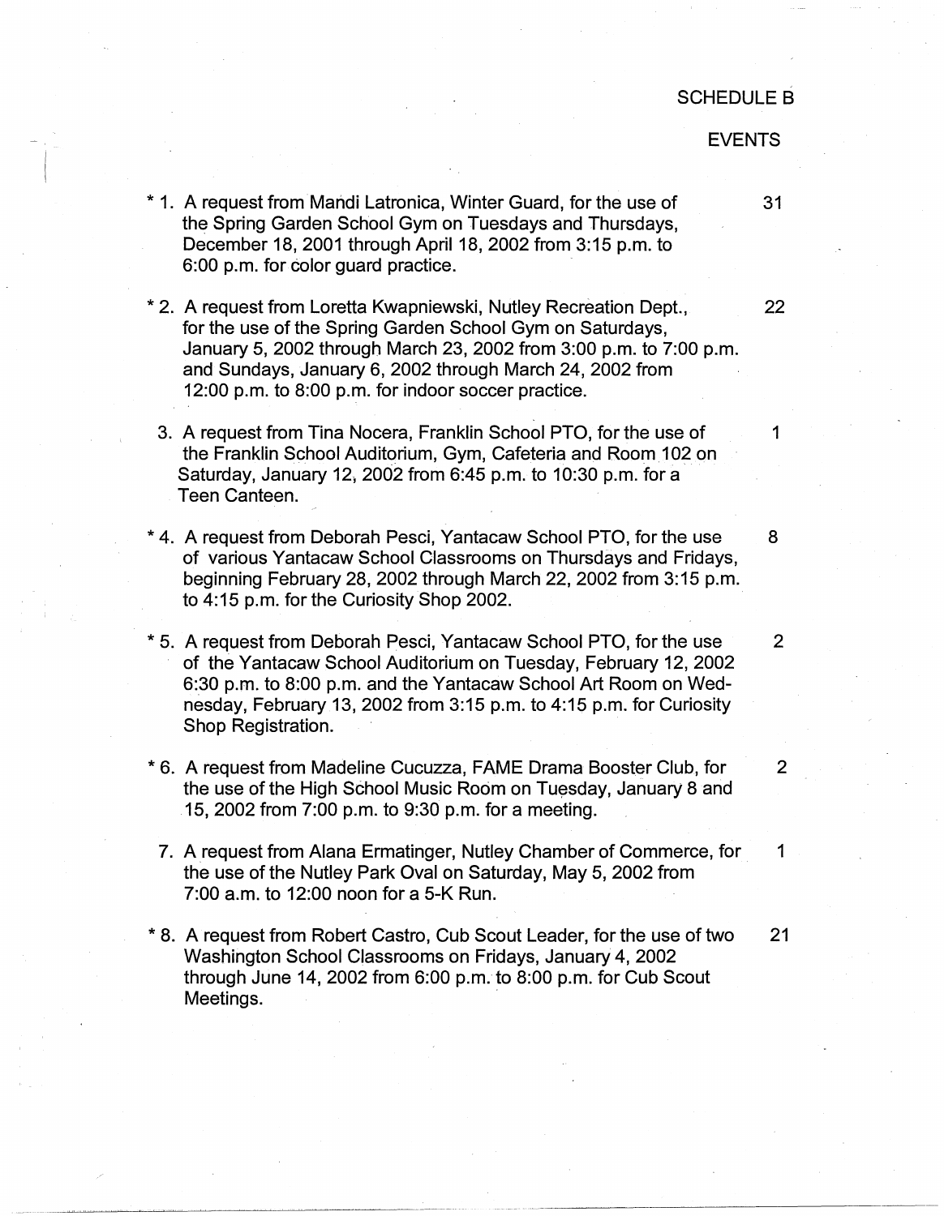SCHEDULE B

EVENTS

| | Request | |
|---|---|---|
| * 1. | A request from Mandi Latronica, Winter Guard, for the use of the Spring Garden School Gym on Tuesdays and Thursdays, December 18, 2001 through April 18, 2002 from 3:15 p.m. to 6:00 p.m. for color guard practice. | 31 |
| * 2. | A request from Loretta Kwapniewski, Nutley Recreation Dept., for the use of the Spring Garden School Gym on Saturdays, January 5, 2002 through March 23, 2002 from 3:00 p.m. to 7:00 p.m. and Sundays, January 6, 2002 through March 24, 2002 from 12:00 p.m. to 8:00 p.m. for indoor soccer practice. | 22 |
| 3. | A request from Tina Nocera, Franklin School PTO, for the use of the Franklin School Auditorium, Gym, Cafeteria and Room 102 on Saturday, January 12, 2002 from 6:45 p.m. to 10:30 p.m. for a Teen Canteen. | 1 |
| * 4. | A request from Deborah Pesci, Yantacaw School PTO, for the use of various Yantacaw School Classrooms on Thursdays and Fridays, beginning February 28, 2002 through March 22, 2002 from 3:15 p.m. to 4:15 p.m. for the Curiosity Shop 2002. | 8 |
| * 5. | A request from Deborah Pesci, Yantacaw School PTO, for the use of the Yantacaw School Auditorium on Tuesday, February 12, 2002 6:30 p.m. to 8:00 p.m. and the Yantacaw School Art Room on Wednesday, February 13, 2002 from 3:15 p.m. to 4:15 p.m. for Curiosity Shop Registration. | 2 |
| * 6. | A request from Madeline Cucuzza, FAME Drama Booster Club, for the use of the High School Music Room on Tuesday, January 8 and 15, 2002 from 7:00 p.m. to 9:30 p.m. for a meeting. | 2 |
| 7. | A request from Alana Ermatinger, Nutley Chamber of Commerce, for the use of the Nutley Park Oval on Saturday, May 5, 2002 from 7:00 a.m. to 12:00 noon for a 5-K Run. | 1 |
| * 8. | A request from Robert Castro, Cub Scout Leader, for the use of two Washington School Classrooms on Fridays, January 4, 2002 through June 14, 2002 from 6:00 p.m. to 8:00 p.m. for Cub Scout Meetings. | 21 |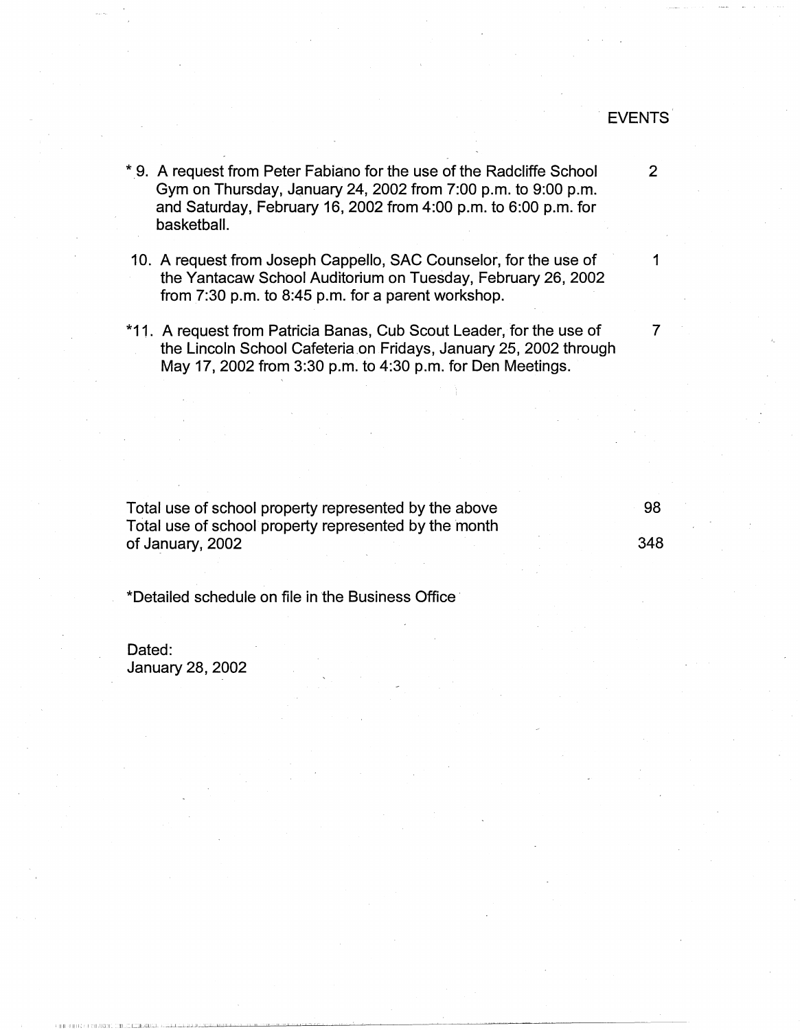| | EVENTS |
|---|---|
| * 9. A request from Peter Fabiano for the use of the Radcliffe School Gym on Thursday, January 24, 2002 from 7:00 p.m. to 9:00 p.m. and Saturday, February 16, 2002 from 4:00 p.m. to 6:00 p.m. for basketball. | 2 |
| 10. A request from Joseph Cappello, SAC Counselor, for the use of the Yantacaw School Auditorium on Tuesday, February 26, 2002 from 7:30 p.m. to 8:45 p.m. for a parent workshop. | 1 |
| *11. A request from Patricia Banas, Cub Scout Leader, for the use of the Lincoln School Cafeteria on Fridays, January 25, 2002 through May 17, 2002 from 3:30 p.m. to 4:30 p.m. for Den Meetings. | 7 |

| | |
|---|---|
| Total use of school property represented by the above | 98 |
| Total use of school property represented by the month of January, 2002 | 348 |

*Detailed schedule on file in the Business Office

Dated:
January 28, 2002